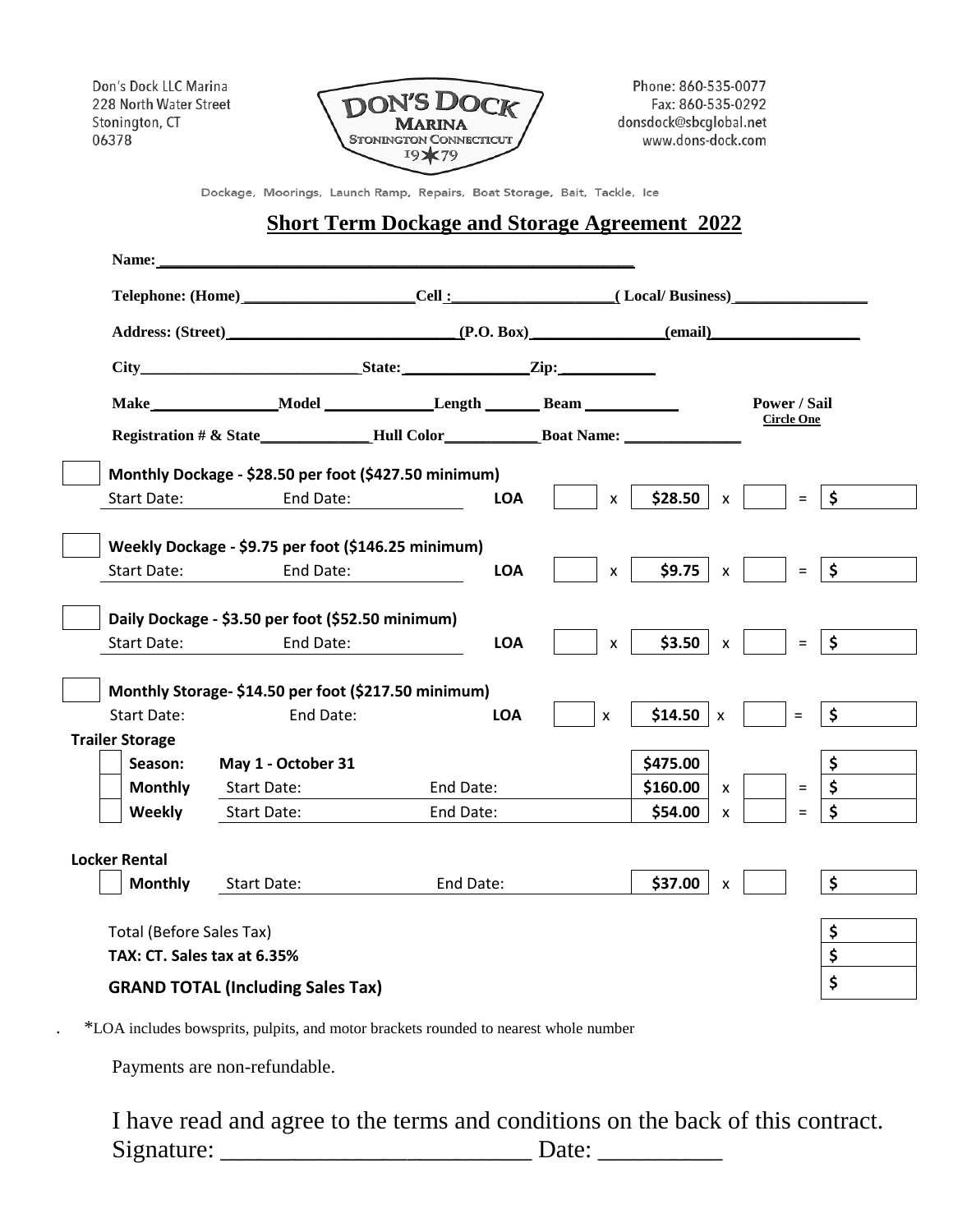Don's Dock LLC Marina
228 North Water Street
Stonington, CT
06378

**DON'S DOCK MARINA**
STONINGTON CONNECTICUT
19 ★ 79

Phone: 860-535-0077
Fax: 860-535-0292
donsdock@sbcglobal.net
www.dons-dock.com

Dockage, Moorings, Launch Ramp, Repairs, Boat Storage, Bait, Tackle, Ice

# Short Term Dockage and Storage Agreement 2022

**Name:** ____________________________________________________________

**Telephone: (Home)**_____________________**Cell :**____________________**( Local/ Business)**________________

**Address: (Street)**___________________________**(P.O. Box)**________________**(email)**__________________

**City**___________________________**State:**_______________**Zip:**___________

**Make**_______________**Model** _____________**Length** _______ **Beam** ___________ **Power / Sail** (Circle One)

**Registration # & State**_____________**Hull Color**___________**Boat Name:** ______________

| | | | | | | | | |
|---|---|---|---|---|---|---|---|---|
| ☐ | **Monthly Dockage - $28.50 per foot ($427.50 minimum)** | | | | | | | |
| | Start Date: End Date: | **LOA** | | x | **$28.50** | x | | = **$** |
| ☐ | **Weekly Dockage - $9.75 per foot ($146.25 minimum)** | | | | | | | |
| | Start Date: End Date: | **LOA** | | x | **$9.75** | x | | = **$** |
| ☐ | **Daily Dockage - $3.50 per foot ($52.50 minimum)** | | | | | | | |
| | Start Date: End Date: | **LOA** | | x | **$3.50** | x | | = **$** |
| ☐ | **Monthly Storage- $14.50 per foot ($217.50 minimum)** | | | | | | | |
| | Start Date: End Date: | **LOA** | | x | **$14.50** | x | | = **$** |

**Trailer Storage**

| | | | | | | | |
|---|---|---|---|---|---|---|---|
| ☐ | **Season:** | **May 1 - October 31** | | **$475.00** | | | **$** |
| ☐ | **Monthly** | Start Date: | End Date: | **$160.00** | x | | = **$** |
| ☐ | **Weekly** | Start Date: | End Date: | **$54.00** | x | | = **$** |

**Locker Rental**

| | | | | | | | |
|---|---|---|---|---|---|---|---|
| ☐ | **Monthly** | Start Date: | End Date: | **$37.00** | x | | **$** |

| | |
|---|---|
| Total (Before Sales Tax) | **$** |
| **TAX: CT. Sales tax at 6.35%** | **$** |
| **GRAND TOTAL (Including Sales Tax)** | **$** |

. *LOA includes bowsprits, pulpits, and motor brackets rounded to nearest whole number

Payments are non-refundable.

I have read and agree to the terms and conditions on the back of this contract.
Signature: _________________________ Date: __________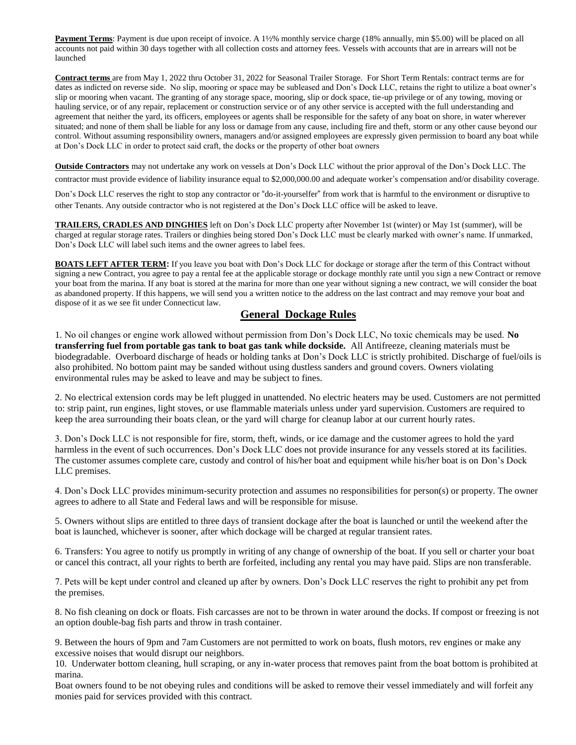**Payment Terms**: Payment is due upon receipt of invoice. A 1½% monthly service charge (18% annually, min $5.00) will be placed on all accounts not paid within 30 days together with all collection costs and attorney fees. Vessels with accounts that are in arrears will not be launched

**Contract terms** are from May 1, 2022 thru October 31, 2022 for Seasonal Trailer Storage. For Short Term Rentals: contract terms are for dates as indicted on reverse side. No slip, mooring or space may be subleased and Don's Dock LLC, retains the right to utilize a boat owner's slip or mooring when vacant. The granting of any storage space, mooring, slip or dock space, tie-up privilege or of any towing, moving or hauling service, or of any repair, replacement or construction service or of any other service is accepted with the full understanding and agreement that neither the yard, its officers, employees or agents shall be responsible for the safety of any boat on shore, in water wherever situated; and none of them shall be liable for any loss or damage from any cause, including fire and theft, storm or any other cause beyond our control. Without assuming responsibility owners, managers and/or assigned employees are expressly given permission to board any boat while at Don's Dock LLC in order to protect said craft, the docks or the property of other boat owners

**Outside Contractors** may not undertake any work on vessels at Don's Dock LLC without the prior approval of the Don's Dock LLC. The contractor must provide evidence of liability insurance equal to $2,000,000.00 and adequate worker's compensation and/or disability coverage.

Don's Dock LLC reserves the right to stop any contractor or "do-it-yourselfer" from work that is harmful to the environment or disruptive to other Tenants. Any outside contractor who is not registered at the Don's Dock LLC office will be asked to leave.

**TRAILERS, CRADLES AND DINGHIES** left on Don's Dock LLC property after November 1st (winter) or May 1st (summer), will be charged at regular storage rates. Trailers or dinghies being stored Don's Dock LLC must be clearly marked with owner's name. If unmarked, Don's Dock LLC will label such items and the owner agrees to label fees.

**BOATS LEFT AFTER TERM:** If you leave you boat with Don's Dock LLC for dockage or storage after the term of this Contract without signing a new Contract, you agree to pay a rental fee at the applicable storage or dockage monthly rate until you sign a new Contract or remove your boat from the marina. If any boat is stored at the marina for more than one year without signing a new contract, we will consider the boat as abandoned property. If this happens, we will send you a written notice to the address on the last contract and may remove your boat and dispose of it as we see fit under Connecticut law.

## General Dockage Rules

1. No oil changes or engine work allowed without permission from Don's Dock LLC, No toxic chemicals may be used. **No transferring fuel from portable gas tank to boat gas tank while dockside.** All Antifreeze, cleaning materials must be biodegradable. Overboard discharge of heads or holding tanks at Don's Dock LLC is strictly prohibited. Discharge of fuel/oils is also prohibited. No bottom paint may be sanded without using dustless sanders and ground covers. Owners violating environmental rules may be asked to leave and may be subject to fines.

2. No electrical extension cords may be left plugged in unattended. No electric heaters may be used. Customers are not permitted to: strip paint, run engines, light stoves, or use flammable materials unless under yard supervision. Customers are required to keep the area surrounding their boats clean, or the yard will charge for cleanup labor at our current hourly rates.

3. Don's Dock LLC is not responsible for fire, storm, theft, winds, or ice damage and the customer agrees to hold the yard harmless in the event of such occurrences. Don's Dock LLC does not provide insurance for any vessels stored at its facilities. The customer assumes complete care, custody and control of his/her boat and equipment while his/her boat is on Don's Dock LLC premises.

4. Don's Dock LLC provides minimum-security protection and assumes no responsibilities for person(s) or property. The owner agrees to adhere to all State and Federal laws and will be responsible for misuse.

5. Owners without slips are entitled to three days of transient dockage after the boat is launched or until the weekend after the boat is launched, whichever is sooner, after which dockage will be charged at regular transient rates.

6. Transfers: You agree to notify us promptly in writing of any change of ownership of the boat. If you sell or charter your boat or cancel this contract, all your rights to berth are forfeited, including any rental you may have paid. Slips are non transferable.

7. Pets will be kept under control and cleaned up after by owners. Don's Dock LLC reserves the right to prohibit any pet from the premises.

8. No fish cleaning on dock or floats. Fish carcasses are not to be thrown in water around the docks. If compost or freezing is not an option double-bag fish parts and throw in trash container.

9. Between the hours of 9pm and 7am Customers are not permitted to work on boats, flush motors, rev engines or make any excessive noises that would disrupt our neighbors.

10. Underwater bottom cleaning, hull scraping, or any in-water process that removes paint from the boat bottom is prohibited at marina.

Boat owners found to be not obeying rules and conditions will be asked to remove their vessel immediately and will forfeit any monies paid for services provided with this contract.